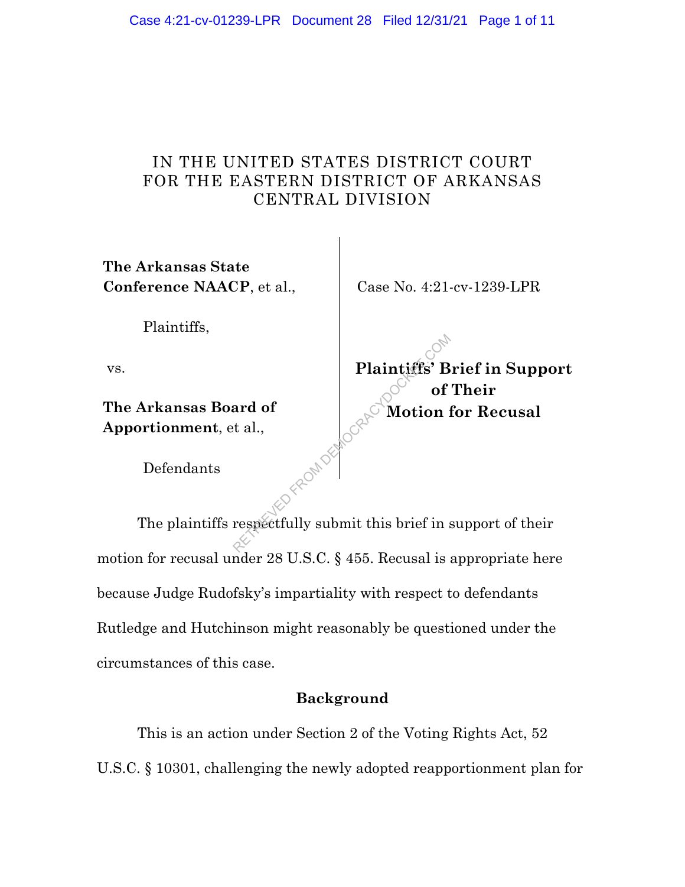IN THE UNITED STATES DISTRICT COURT
FOR THE EASTERN DISTRICT OF ARKANSAS
CENTRAL DIVISION

| | |
|---|---|
| **The Arkansas State Conference NAACP**, et al., | Case No. 4:21-cv-1239-LPR |
| Plaintiffs, | |
| vs. | **Plaintiffs' Brief in Support of Their Motion for Recusal** |
| **The Arkansas Board of Apportionment**, et al., | |
| Defendants | |

The plaintiffs respectfully submit this brief in support of their motion for recusal under 28 U.S.C. § 455. Recusal is appropriate here because Judge Rudofsky's impartiality with respect to defendants Rutledge and Hutchinson might reasonably be questioned under the circumstances of this case.

## Background

This is an action under Section 2 of the Voting Rights Act, 52 U.S.C. § 10301, challenging the newly adopted reapportionment plan for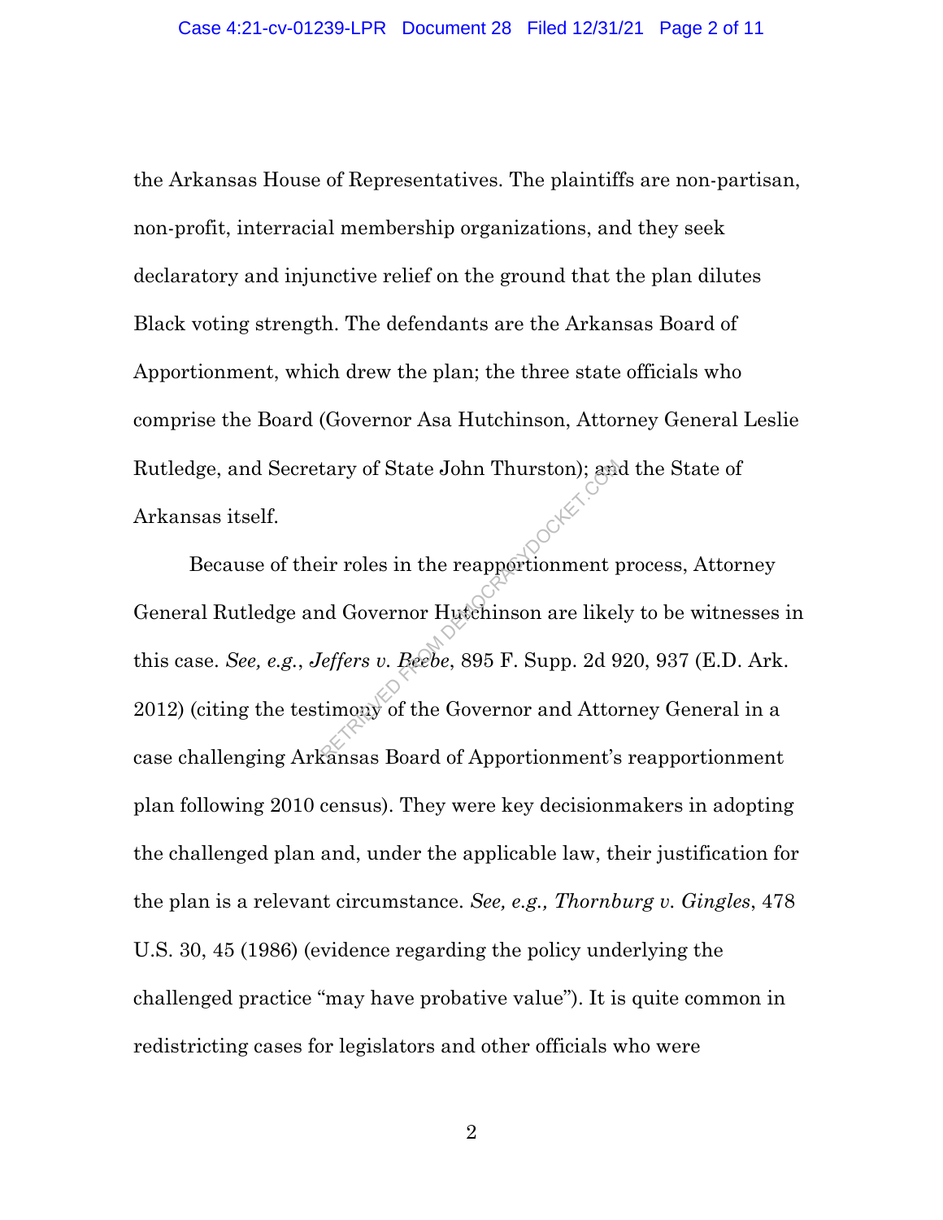the Arkansas House of Representatives. The plaintiffs are non-partisan, non-profit, interracial membership organizations, and they seek declaratory and injunctive relief on the ground that the plan dilutes Black voting strength. The defendants are the Arkansas Board of Apportionment, which drew the plan; the three state officials who comprise the Board (Governor Asa Hutchinson, Attorney General Leslie Rutledge, and Secretary of State John Thurston); and the State of Arkansas itself.

Because of their roles in the reapportionment process, Attorney General Rutledge and Governor Hutchinson are likely to be witnesses in this case. *See, e.g.*, *Jeffers v. Beebe*, 895 F. Supp. 2d 920, 937 (E.D. Ark. 2012) (citing the testimony of the Governor and Attorney General in a case challenging Arkansas Board of Apportionment's reapportionment plan following 2010 census). They were key decisionmakers in adopting the challenged plan and, under the applicable law, their justification for the plan is a relevant circumstance. *See, e.g., Thornburg v. Gingles*, 478 U.S. 30, 45 (1986) (evidence regarding the policy underlying the challenged practice "may have probative value"). It is quite common in redistricting cases for legislators and other officials who were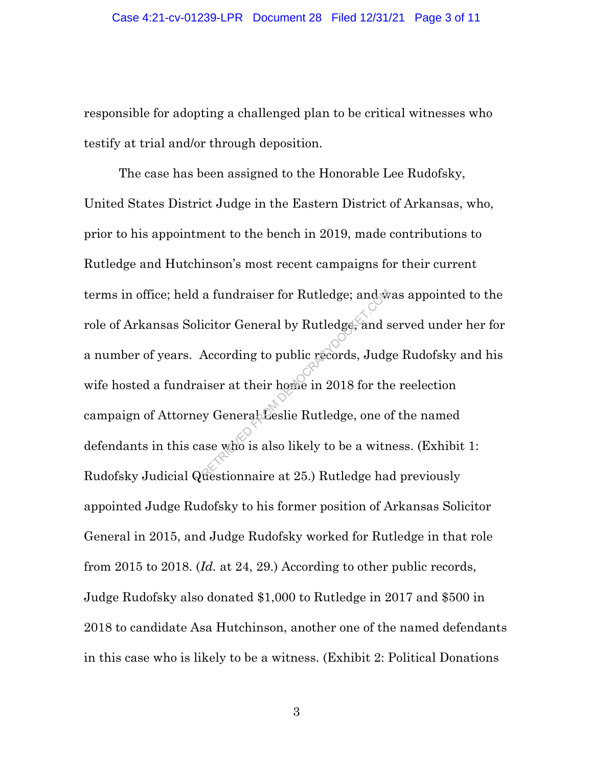responsible for adopting a challenged plan to be critical witnesses who testify at trial and/or through deposition.

The case has been assigned to the Honorable Lee Rudofsky, United States District Judge in the Eastern District of Arkansas, who, prior to his appointment to the bench in 2019, made contributions to Rutledge and Hutchinson's most recent campaigns for their current terms in office; held a fundraiser for Rutledge; and was appointed to the role of Arkansas Solicitor General by Rutledge, and served under her for a number of years. According to public records, Judge Rudofsky and his wife hosted a fundraiser at their home in 2018 for the reelection campaign of Attorney General Leslie Rutledge, one of the named defendants in this case who is also likely to be a witness. (Exhibit 1: Rudofsky Judicial Questionnaire at 25.) Rutledge had previously appointed Judge Rudofsky to his former position of Arkansas Solicitor General in 2015, and Judge Rudofsky worked for Rutledge in that role from 2015 to 2018. (*Id.* at 24, 29.) According to other public records, Judge Rudofsky also donated $1,000 to Rutledge in 2017 and $500 in 2018 to candidate Asa Hutchinson, another one of the named defendants in this case who is likely to be a witness. (Exhibit 2: Political Donations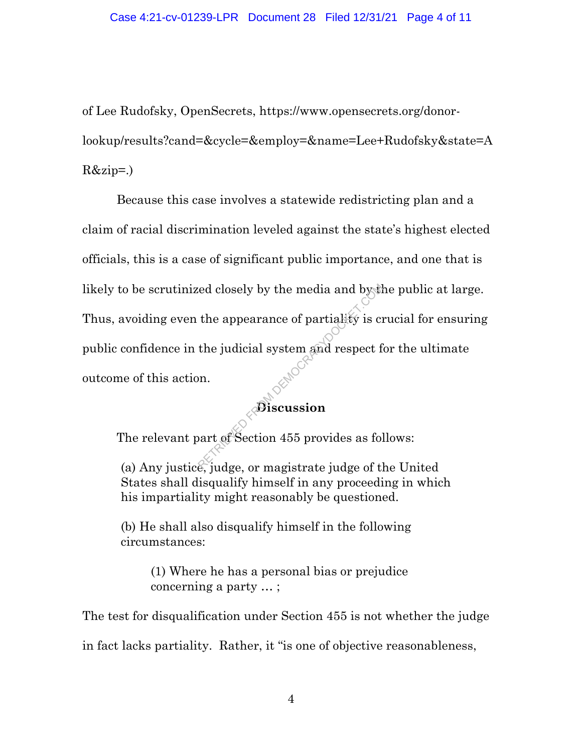of Lee Rudofsky, OpenSecrets, https://www.opensecrets.org/donor-lookup/results?cand=&cycle=&employ=&name=Lee+Rudofsky&state=AR&zip=.)

Because this case involves a statewide redistricting plan and a claim of racial discrimination leveled against the state's highest elected officials, this is a case of significant public importance, and one that is likely to be scrutinized closely by the media and by the public at large. Thus, avoiding even the appearance of partiality is crucial for ensuring public confidence in the judicial system and respect for the ultimate outcome of this action.

## Discussion

The relevant part of Section 455 provides as follows:

> (a) Any justice, judge, or magistrate judge of the United States shall disqualify himself in any proceeding in which his impartiality might reasonably be questioned.
>
> (b) He shall also disqualify himself in the following circumstances:
>
> > (1) Where he has a personal bias or prejudice concerning a party … ;

The test for disqualification under Section 455 is not whether the judge in fact lacks partiality. Rather, it "is one of objective reasonableness,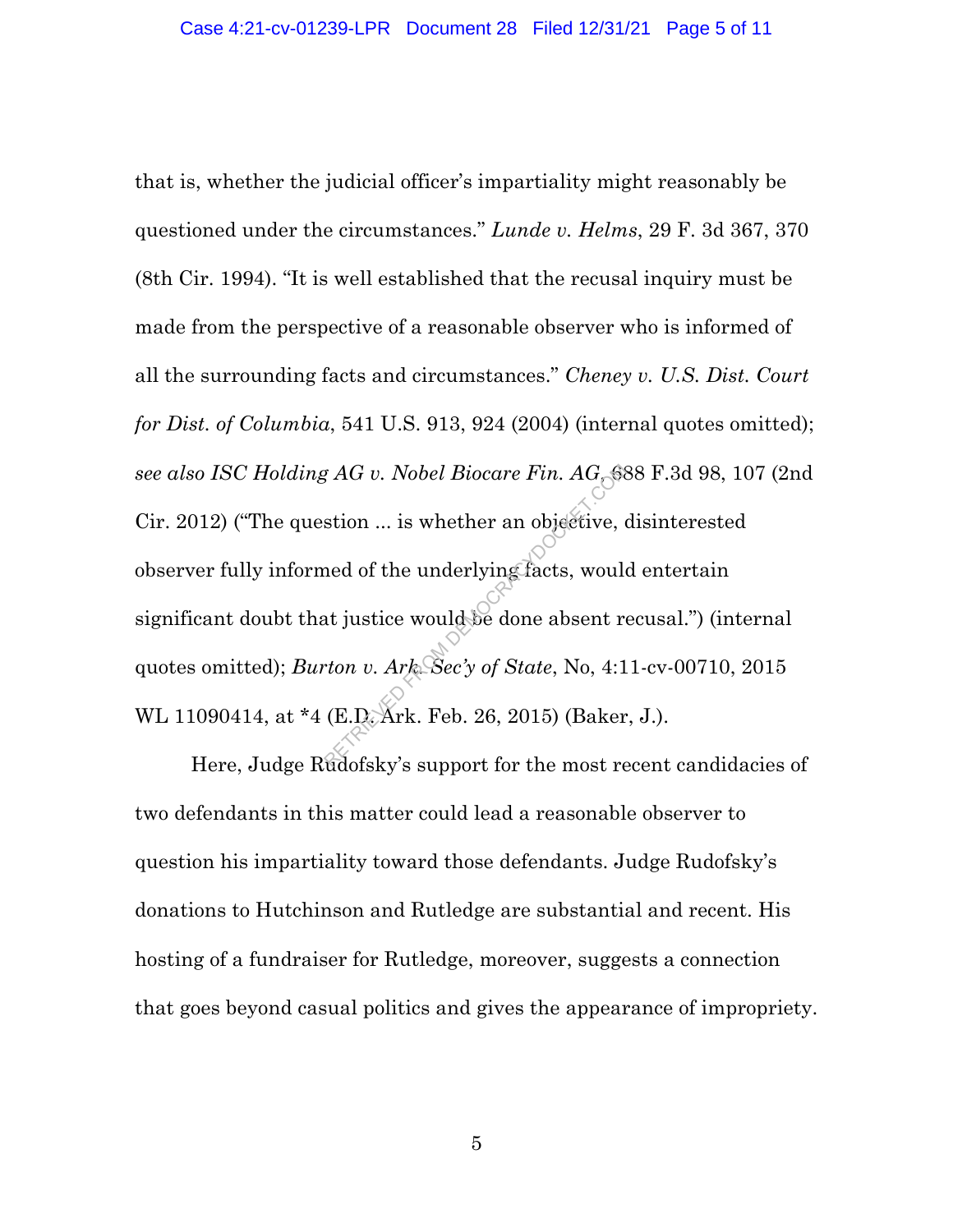that is, whether the judicial officer's impartiality might reasonably be questioned under the circumstances." *Lunde v. Helms*, 29 F. 3d 367, 370 (8th Cir. 1994). "It is well established that the recusal inquiry must be made from the perspective of a reasonable observer who is informed of all the surrounding facts and circumstances." *Cheney v. U.S. Dist. Court for Dist. of Columbia*, 541 U.S. 913, 924 (2004) (internal quotes omitted); *see also ISC Holding AG v. Nobel Biocare Fin. AG*, 688 F.3d 98, 107 (2nd Cir. 2012) ("The question ... is whether an objective, disinterested observer fully informed of the underlying facts, would entertain significant doubt that justice would be done absent recusal.") (internal quotes omitted); *Burton v. Ark. Sec'y of State*, No, 4:11-cv-00710, 2015 WL 11090414, at *4 (E.D. Ark. Feb. 26, 2015) (Baker, J.).

Here, Judge Rudofsky's support for the most recent candidacies of two defendants in this matter could lead a reasonable observer to question his impartiality toward those defendants. Judge Rudofsky's donations to Hutchinson and Rutledge are substantial and recent. His hosting of a fundraiser for Rutledge, moreover, suggests a connection that goes beyond casual politics and gives the appearance of impropriety.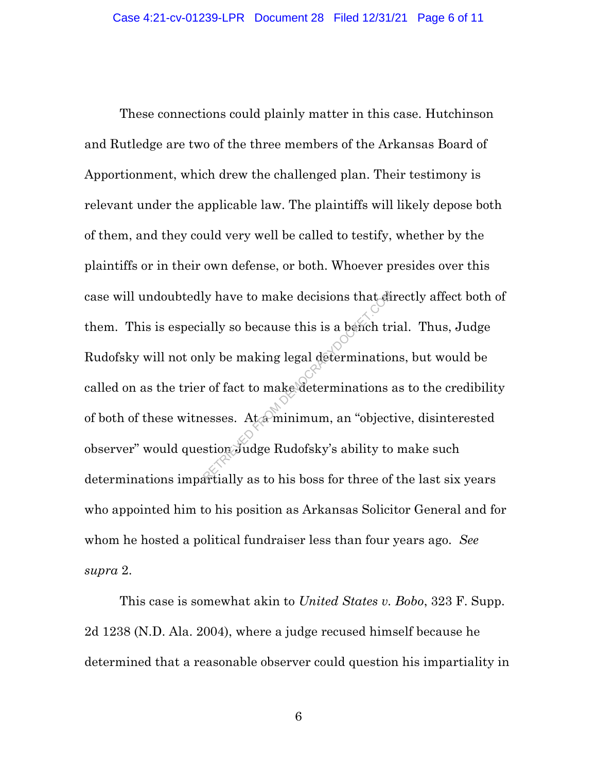These connections could plainly matter in this case. Hutchinson and Rutledge are two of the three members of the Arkansas Board of Apportionment, which drew the challenged plan. Their testimony is relevant under the applicable law. The plaintiffs will likely depose both of them, and they could very well be called to testify, whether by the plaintiffs or in their own defense, or both. Whoever presides over this case will undoubtedly have to make decisions that directly affect both of them. This is especially so because this is a bench trial. Thus, Judge Rudofsky will not only be making legal determinations, but would be called on as the trier of fact to make determinations as to the credibility of both of these witnesses. At a minimum, an "objective, disinterested observer" would question Judge Rudofsky's ability to make such determinations impartially as to his boss for three of the last six years who appointed him to his position as Arkansas Solicitor General and for whom he hosted a political fundraiser less than four years ago. *See supra* 2.

This case is somewhat akin to *United States v. Bobo*, 323 F. Supp. 2d 1238 (N.D. Ala. 2004), where a judge recused himself because he determined that a reasonable observer could question his impartiality in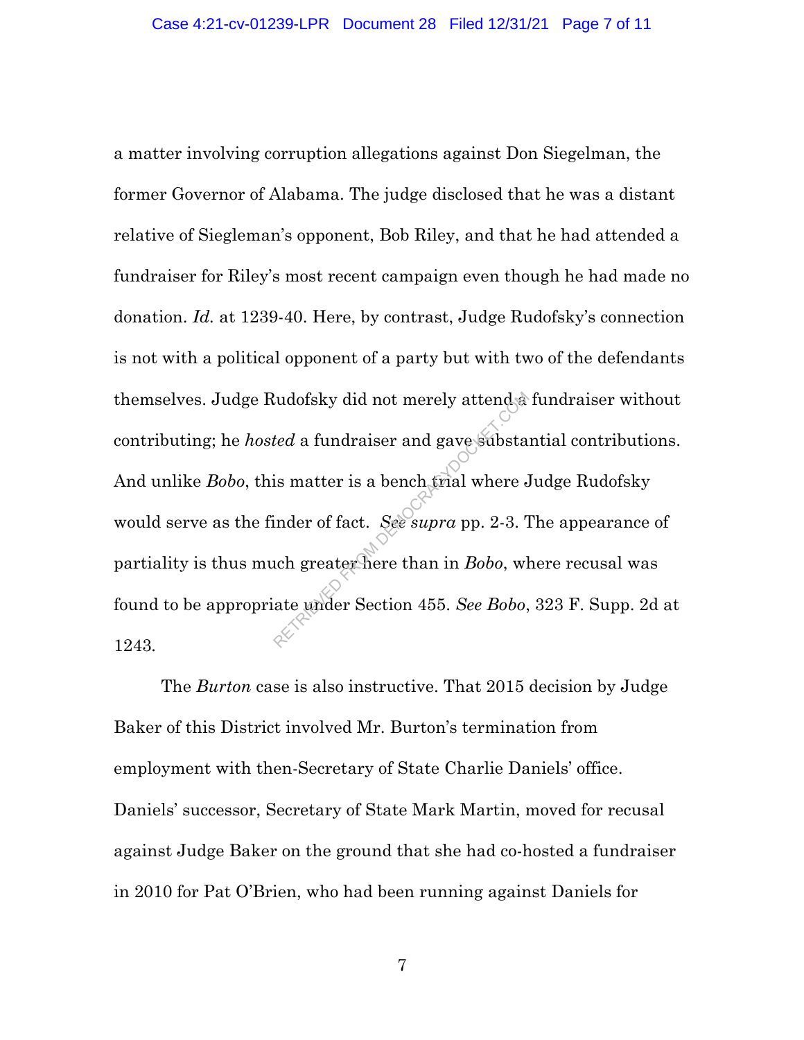a matter involving corruption allegations against Don Siegelman, the former Governor of Alabama. The judge disclosed that he was a distant relative of Siegleman's opponent, Bob Riley, and that he had attended a fundraiser for Riley's most recent campaign even though he had made no donation. *Id.* at 1239-40. Here, by contrast, Judge Rudofsky's connection is not with a political opponent of a party but with two of the defendants themselves. Judge Rudofsky did not merely attend a fundraiser without contributing; he *hosted* a fundraiser and gave substantial contributions. And unlike *Bobo*, this matter is a bench trial where Judge Rudofsky would serve as the finder of fact. *See supra* pp. 2-3. The appearance of partiality is thus much greater here than in *Bobo*, where recusal was found to be appropriate under Section 455. *See Bobo*, 323 F. Supp. 2d at 1243.

The *Burton* case is also instructive. That 2015 decision by Judge Baker of this District involved Mr. Burton's termination from employment with then-Secretary of State Charlie Daniels' office. Daniels' successor, Secretary of State Mark Martin, moved for recusal against Judge Baker on the ground that she had co-hosted a fundraiser in 2010 for Pat O'Brien, who had been running against Daniels for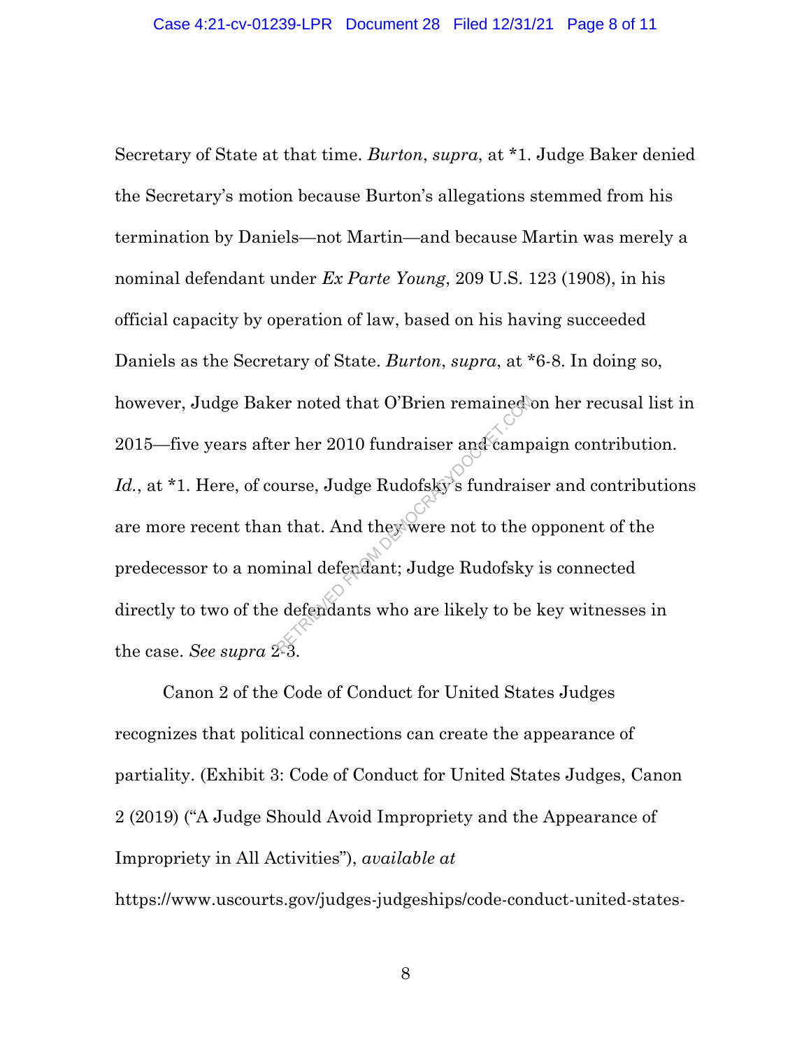Secretary of State at that time. *Burton*, *supra*, at *1. Judge Baker denied the Secretary's motion because Burton's allegations stemmed from his termination by Daniels—not Martin—and because Martin was merely a nominal defendant under *Ex Parte Young*, 209 U.S. 123 (1908), in his official capacity by operation of law, based on his having succeeded Daniels as the Secretary of State. *Burton*, *supra*, at *6-8. In doing so, however, Judge Baker noted that O'Brien remained on her recusal list in 2015—five years after her 2010 fundraiser and campaign contribution. *Id.*, at *1. Here, of course, Judge Rudofsky's fundraiser and contributions are more recent than that. And they were not to the opponent of the predecessor to a nominal defendant; Judge Rudofsky is connected directly to two of the defendants who are likely to be key witnesses in the case. *See supra* 2-3.

Canon 2 of the Code of Conduct for United States Judges recognizes that political connections can create the appearance of partiality. (Exhibit 3: Code of Conduct for United States Judges, Canon 2 (2019) ("A Judge Should Avoid Impropriety and the Appearance of Impropriety in All Activities"), *available at* https://www.uscourts.gov/judges-judgeships/code-conduct-united-states-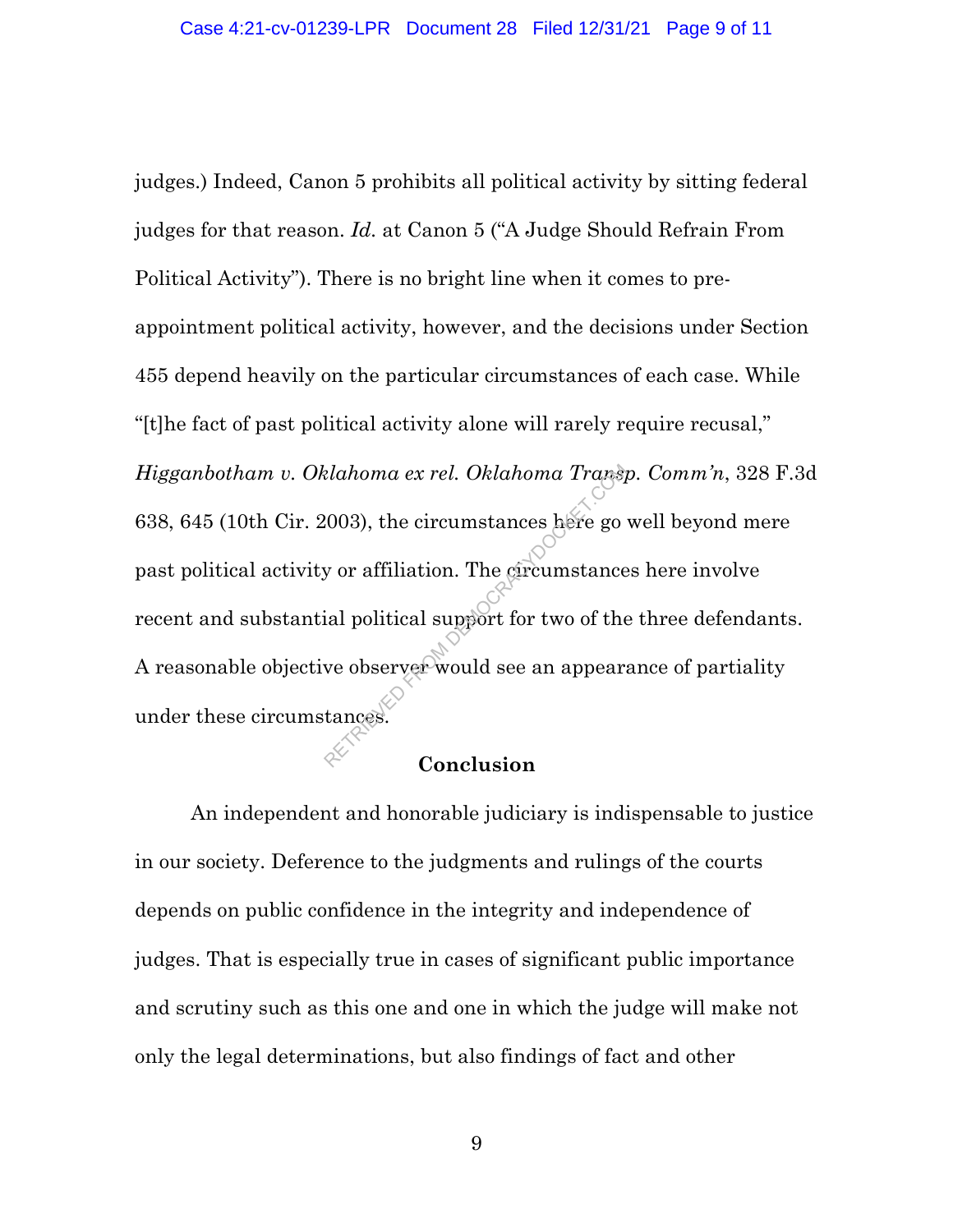judges.) Indeed, Canon 5 prohibits all political activity by sitting federal judges for that reason. *Id.* at Canon 5 ("A Judge Should Refrain From Political Activity"). There is no bright line when it comes to pre-appointment political activity, however, and the decisions under Section 455 depend heavily on the particular circumstances of each case. While "[t]he fact of past political activity alone will rarely require recusal," *Higganbotham v. Oklahoma ex rel. Oklahoma Transp. Comm'n*, 328 F.3d 638, 645 (10th Cir. 2003), the circumstances here go well beyond mere past political activity or affiliation. The circumstances here involve recent and substantial political support for two of the three defendants. A reasonable objective observer would see an appearance of partiality under these circumstances.

**Conclusion**

An independent and honorable judiciary is indispensable to justice in our society. Deference to the judgments and rulings of the courts depends on public confidence in the integrity and independence of judges. That is especially true in cases of significant public importance and scrutiny such as this one and one in which the judge will make not only the legal determinations, but also findings of fact and other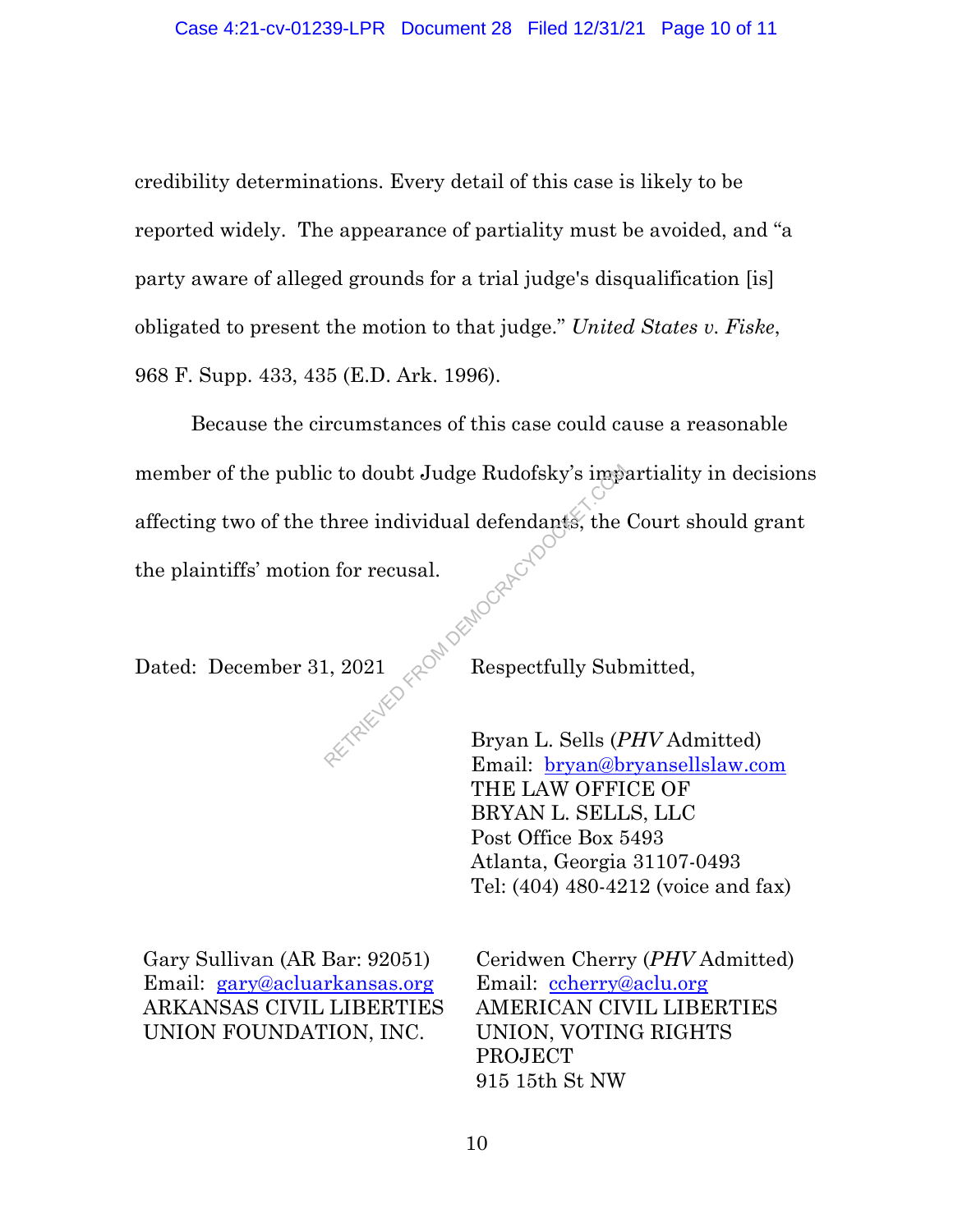credibility determinations. Every detail of this case is likely to be reported widely. The appearance of partiality must be avoided, and "a party aware of alleged grounds for a trial judge's disqualification [is] obligated to present the motion to that judge." *United States v. Fiske*, 968 F. Supp. 433, 435 (E.D. Ark. 1996).

Because the circumstances of this case could cause a reasonable member of the public to doubt Judge Rudofsky's impartiality in decisions affecting two of the three individual defendants, the Court should grant the plaintiffs' motion for recusal.

Dated: December 31, 2021

Respectfully Submitted,

Bryan L. Sells (*PHV* Admitted)
Email: bryan@bryansellslaw.com
THE LAW OFFICE OF
BRYAN L. SELLS, LLC
Post Office Box 5493
Atlanta, Georgia 31107-0493
Tel: (404) 480-4212 (voice and fax)

Gary Sullivan (AR Bar: 92051)
Email: gary@acluarkansas.org
ARKANSAS CIVIL LIBERTIES
UNION FOUNDATION, INC.

Ceridwen Cherry (*PHV* Admitted)
Email: ccherry@aclu.org
AMERICAN CIVIL LIBERTIES
UNION, VOTING RIGHTS
PROJECT
915 15th St NW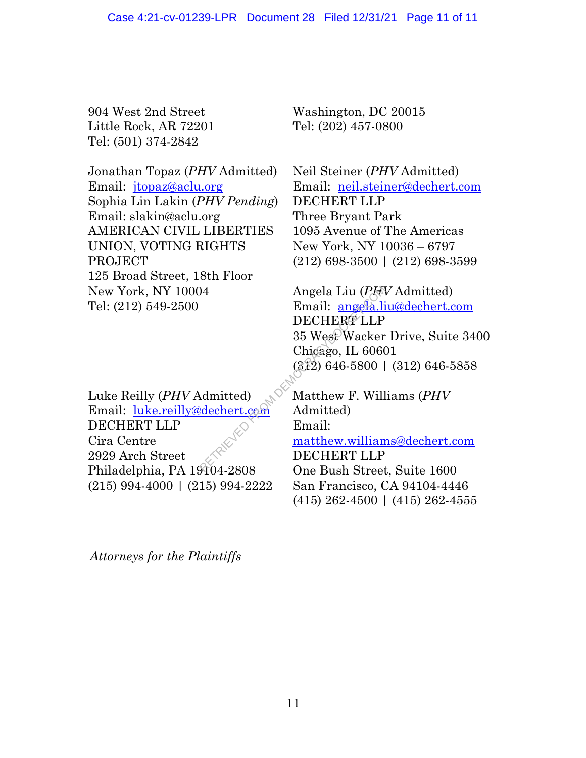904 West 2nd Street
Little Rock, AR 72201
Tel: (501) 374-2842

Jonathan Topaz (*PHV* Admitted)
Email: jtopaz@aclu.org
Sophia Lin Lakin (*PHV Pending*)
Email: slakin@aclu.org
AMERICAN CIVIL LIBERTIES UNION, VOTING RIGHTS PROJECT
125 Broad Street, 18th Floor
New York, NY 10004
Tel: (212) 549-2500

Luke Reilly (*PHV* Admitted)
Email: luke.reilly@dechert.com
DECHERT LLP
Cira Centre
2929 Arch Street
Philadelphia, PA 19104-2808
(215) 994-4000 | (215) 994-2222

Washington, DC 20015
Tel: (202) 457-0800

Neil Steiner (*PHV* Admitted)
Email: neil.steiner@dechert.com
DECHERT LLP
Three Bryant Park
1095 Avenue of The Americas
New York, NY 10036 – 6797
(212) 698-3500 | (212) 698-3599

Angela Liu (*PHV* Admitted)
Email: angela.liu@dechert.com
DECHERT LLP
35 West Wacker Drive, Suite 3400
Chicago, IL 60601
(312) 646-5800 | (312) 646-5858

Matthew F. Williams (*PHV* Admitted)
Email: matthew.williams@dechert.com
DECHERT LLP
One Bush Street, Suite 1600
San Francisco, CA 94104-4446
(415) 262-4500 | (415) 262-4555

*Attorneys for the Plaintiffs*